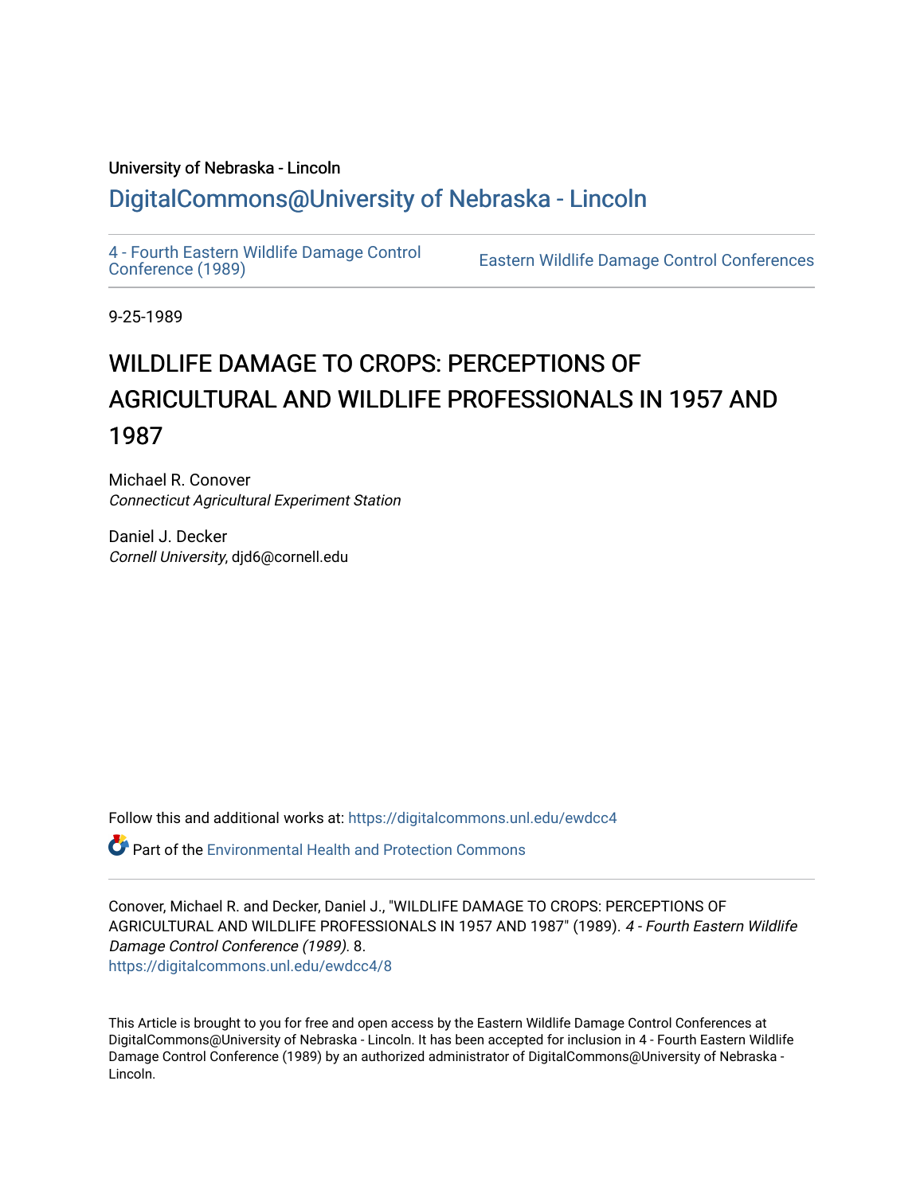University of Nebraska - Lincoln

## DigitalCommons@University of Nebraska - Lincoln

4 - Fourth Eastern Wildlife Damage Control Conference (1989)

Eastern Wildlife Damage Control Conferences

9-25-1989

# WILDLIFE DAMAGE TO CROPS: PERCEPTIONS OF AGRICULTURAL AND WILDLIFE PROFESSIONALS IN 1957 AND 1987

Michael R. Conover
*Connecticut Agricultural Experiment Station*

Daniel J. Decker
*Cornell University*, djd6@cornell.edu

Follow this and additional works at: https://digitalcommons.unl.edu/ewdcc4

Part of the Environmental Health and Protection Commons

Conover, Michael R. and Decker, Daniel J., "WILDLIFE DAMAGE TO CROPS: PERCEPTIONS OF AGRICULTURAL AND WILDLIFE PROFESSIONALS IN 1957 AND 1987" (1989). *4 - Fourth Eastern Wildlife Damage Control Conference (1989)*. 8.
https://digitalcommons.unl.edu/ewdcc4/8

This Article is brought to you for free and open access by the Eastern Wildlife Damage Control Conferences at DigitalCommons@University of Nebraska - Lincoln. It has been accepted for inclusion in 4 - Fourth Eastern Wildlife Damage Control Conference (1989) by an authorized administrator of DigitalCommons@University of Nebraska - Lincoln.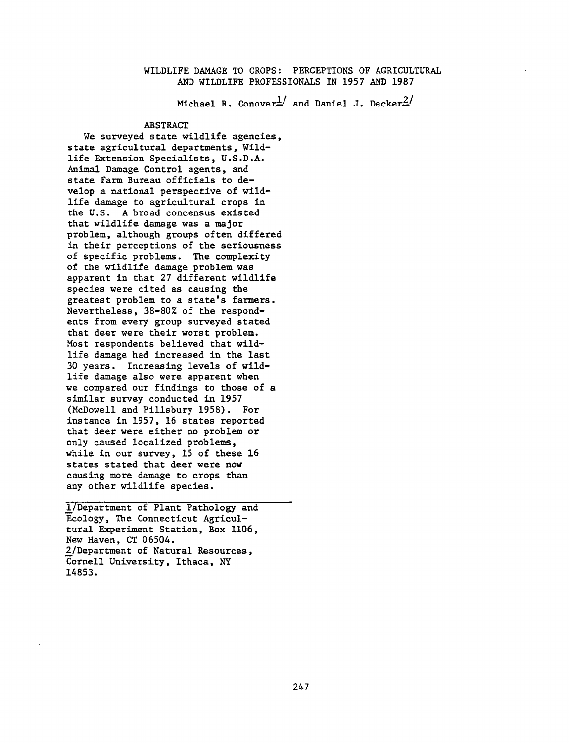# WILDLIFE DAMAGE TO CROPS: PERCEPTIONS OF AGRICULTURAL AND WILDLIFE PROFESSIONALS IN 1957 AND 1987

Michael R. Conover[1/] and Daniel J. Decker[2/]

## ABSTRACT

We surveyed state wildlife agencies, state agricultural departments, Wildlife Extension Specialists, U.S.D.A. Animal Damage Control agents, and state Farm Bureau officials to develop a national perspective of wildlife damage to agricultural crops in the U.S. A broad concensus existed that wildlife damage was a major problem, although groups often differed in their perceptions of the seriousness of specific problems. The complexity of the wildlife damage problem was apparent in that 27 different wildlife species were cited as causing the greatest problem to a state's farmers. Nevertheless, 38-80% of the respondents from every group surveyed stated that deer were their worst problem. Most respondents believed that wildlife damage had increased in the last 30 years. Increasing levels of wildlife damage also were apparent when we compared our findings to those of a similar survey conducted in 1957 (McDowell and Pillsbury 1958). For instance in 1957, 16 states reported that deer were either no problem or only caused localized problems, while in our survey, 15 of these 16 states stated that deer were now causing more damage to crops than any other wildlife species.

---

1/Department of Plant Pathology and Ecology, The Connecticut Agricultural Experiment Station, Box 1106, New Haven, CT 06504.

2/Department of Natural Resources, Cornell University, Ithaca, NY 14853.